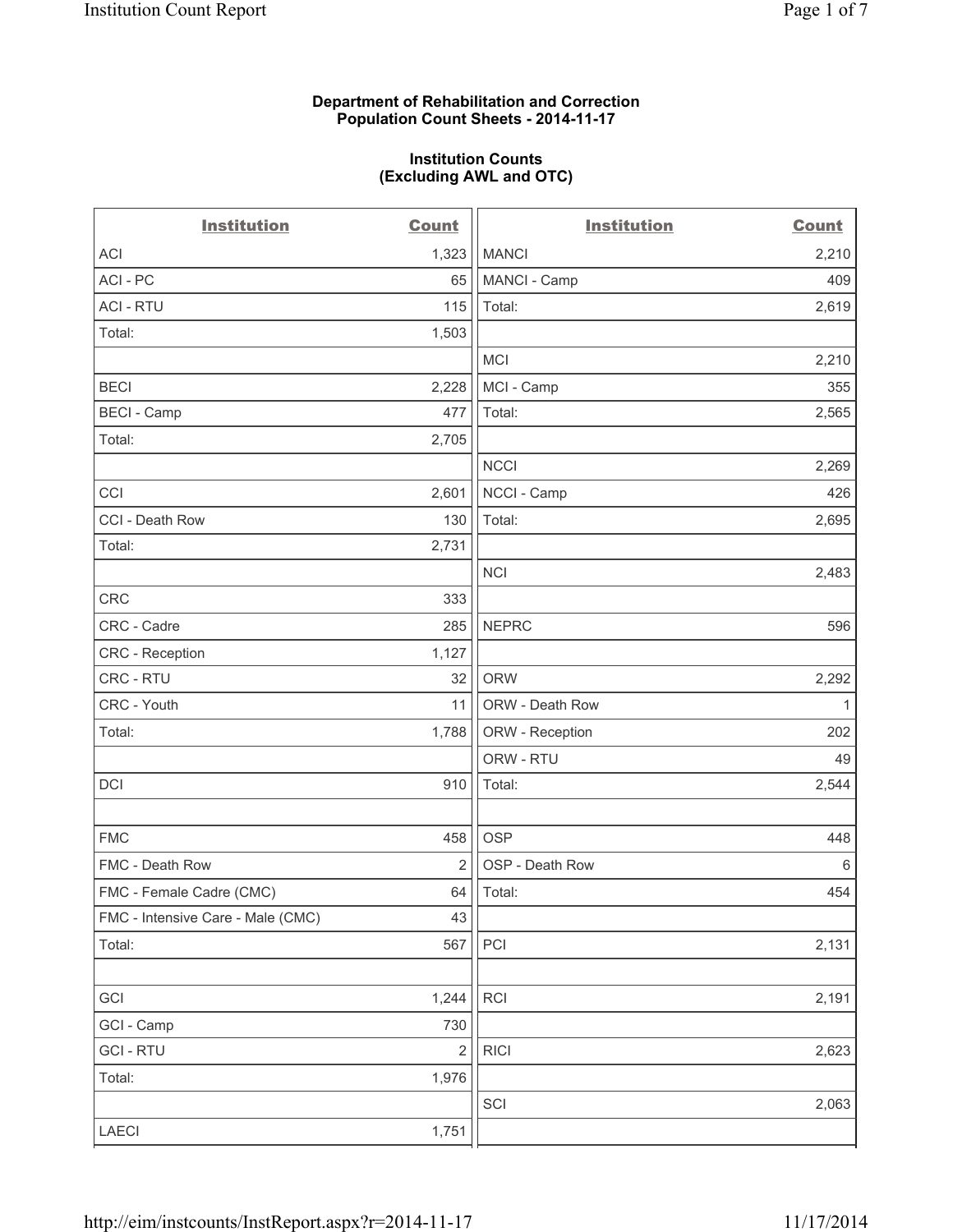**Department of Rehabilitation and Correction**
**Population Count Sheets - 2014-11-17**

**Institution Counts**
**(Excluding AWL and OTC)**

| Institution | Count | Institution | Count |
|---|---|---|---|
| ACI | 1,323 | MANCI | 2,210 |
| ACI - PC | 65 | MANCI - Camp | 409 |
| ACI - RTU | 115 | Total: | 2,619 |
| Total: | 1,503 | | |
| | | MCI | 2,210 |
| BECI | 2,228 | MCI - Camp | 355 |
| BECI - Camp | 477 | Total: | 2,565 |
| Total: | 2,705 | | |
| | | NCCI | 2,269 |
| CCI | 2,601 | NCCI - Camp | 426 |
| CCI - Death Row | 130 | Total: | 2,695 |
| Total: | 2,731 | | |
| | | NCI | 2,483 |
| CRC | 333 | | |
| CRC - Cadre | 285 | NEPRC | 596 |
| CRC - Reception | 1,127 | | |
| CRC - RTU | 32 | ORW | 2,292 |
| CRC - Youth | 11 | ORW - Death Row | 1 |
| Total: | 1,788 | ORW - Reception | 202 |
| | | ORW - RTU | 49 |
| DCI | 910 | Total: | 2,544 |
| | | | |
| FMC | 458 | OSP | 448 |
| FMC - Death Row | 2 | OSP - Death Row | 6 |
| FMC - Female Cadre (CMC) | 64 | Total: | 454 |
| FMC - Intensive Care - Male (CMC) | 43 | | |
| Total: | 567 | PCI | 2,131 |
| | | | |
| GCI | 1,244 | RCI | 2,191 |
| GCI - Camp | 730 | | |
| GCI - RTU | 2 | RICI | 2,623 |
| Total: | 1,976 | | |
| | | SCI | 2,063 |
| LAECI | 1,751 | | |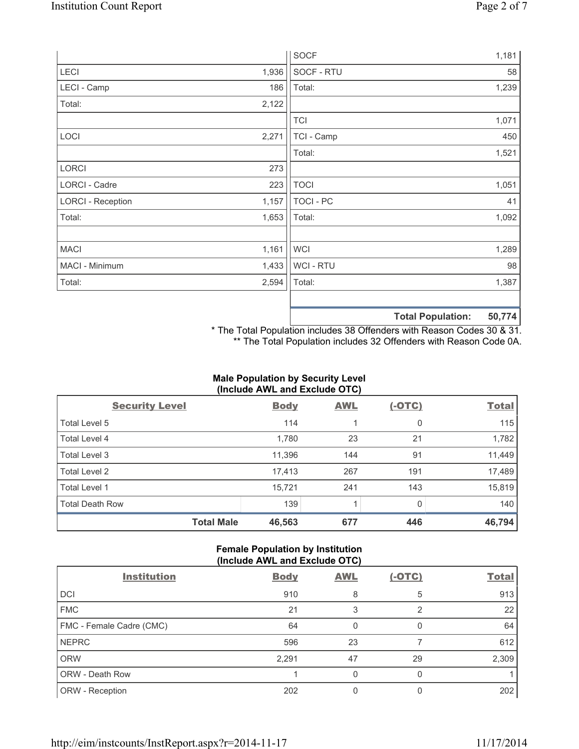| | |
|---|---|
| LECI | 1,936 |
| LECI - Camp | 186 |
| Total: | 2,122 |
| | |
| LOCI | 2,271 |
| | |
| LORCI | 273 |
| LORCI - Cadre | 223 |
| LORCI - Reception | 1,157 |
| Total: | 1,653 |
| | |
| MACI | 1,161 |
| MACI - Minimum | 1,433 |
| Total: | 2,594 |

| | |
|---|---|
| SOCF | 1,181 |
| SOCF - RTU | 58 |
| Total: | 1,239 |
| | |
| TCI | 1,071 |
| TCI - Camp | 450 |
| Total: | 1,521 |
| | |
| TOCI | 1,051 |
| TOCI - PC | 41 |
| Total: | 1,092 |
| | |
| WCI | 1,289 |
| WCI - RTU | 98 |
| Total: | 1,387 |
| | |
| **Total Population:** | **50,774** |

\* The Total Population includes 38 Offenders with Reason Codes 30 & 31.
\*\* The Total Population includes 32 Offenders with Reason Code 0A.

**Male Population by Security Level (Include AWL and Exclude OTC)**

| Security Level | Body | AWL | (-OTC) | Total |
|---|---|---|---|---|
| Total Level 5 | 114 | 1 | 0 | 115 |
| Total Level 4 | 1,780 | 23 | 21 | 1,782 |
| Total Level 3 | 11,396 | 144 | 91 | 11,449 |
| Total Level 2 | 17,413 | 267 | 191 | 17,489 |
| Total Level 1 | 15,721 | 241 | 143 | 15,819 |
| Total Death Row | 139 | 1 | 0 | 140 |
| **Total Male** | **46,563** | **677** | **446** | **46,794** |

**Female Population by Institution (Include AWL and Exclude OTC)**

| Institution | Body | AWL | (-OTC) | Total |
|---|---|---|---|---|
| DCI | 910 | 8 | 5 | 913 |
| FMC | 21 | 3 | 2 | 22 |
| FMC - Female Cadre (CMC) | 64 | 0 | 0 | 64 |
| NEPRC | 596 | 23 | 7 | 612 |
| ORW | 2,291 | 47 | 29 | 2,309 |
| ORW - Death Row | 1 | 0 | 0 | 1 |
| ORW - Reception | 202 | 0 | 0 | 202 |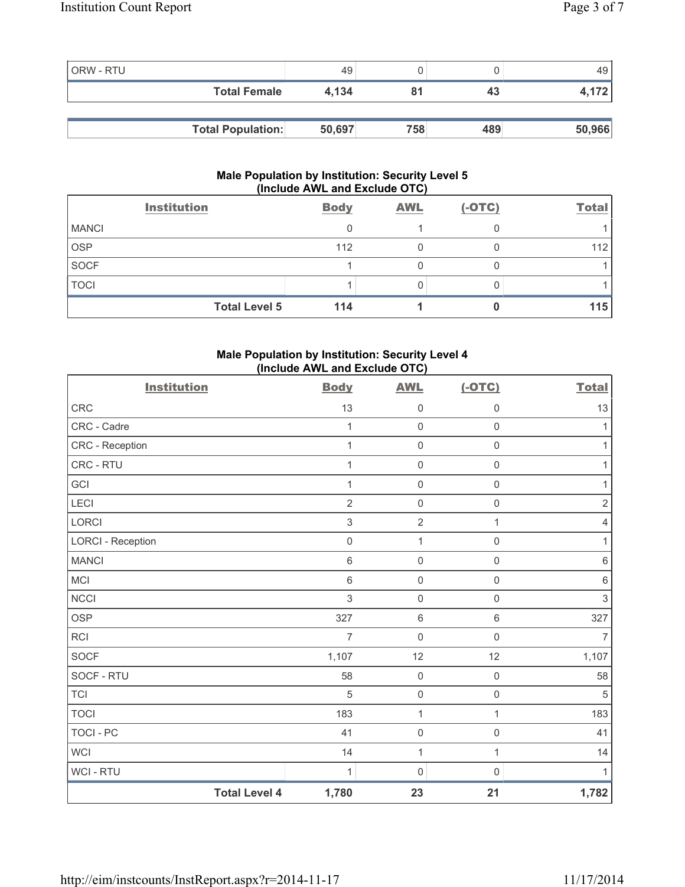| ORW - RTU | 49 | 0 | 0 | 49 |
|---|---|---|---|---|
| **Total Female** | **4,134** | **81** | **43** | **4,172** |

| **Total Population:** | **50,697** | **758** | **489** | **50,966** |
|---|---|---|---|---|

### Male Population by Institution: Security Level 5 (Include AWL and Exclude OTC)

| Institution | Body | AWL | (-OTC) | Total |
|---|---|---|---|---|
| MANCI | 0 | 1 | 0 | 1 |
| OSP | 112 | 0 | 0 | 112 |
| SOCF | 1 | 0 | 0 | 1 |
| TOCI | 1 | 0 | 0 | 1 |
| **Total Level 5** | **114** | **1** | **0** | **115** |

### Male Population by Institution: Security Level 4 (Include AWL and Exclude OTC)

| Institution | Body | AWL | (-OTC) | Total |
|---|---|---|---|---|
| CRC | 13 | 0 | 0 | 13 |
| CRC - Cadre | 1 | 0 | 0 | 1 |
| CRC - Reception | 1 | 0 | 0 | 1 |
| CRC - RTU | 1 | 0 | 0 | 1 |
| GCI | 1 | 0 | 0 | 1 |
| LECI | 2 | 0 | 0 | 2 |
| LORCI | 3 | 2 | 1 | 4 |
| LORCI - Reception | 0 | 1 | 0 | 1 |
| MANCI | 6 | 0 | 0 | 6 |
| MCI | 6 | 0 | 0 | 6 |
| NCCI | 3 | 0 | 0 | 3 |
| OSP | 327 | 6 | 6 | 327 |
| RCI | 7 | 0 | 0 | 7 |
| SOCF | 1,107 | 12 | 12 | 1,107 |
| SOCF - RTU | 58 | 0 | 0 | 58 |
| TCI | 5 | 0 | 0 | 5 |
| TOCI | 183 | 1 | 1 | 183 |
| TOCI - PC | 41 | 0 | 0 | 41 |
| WCI | 14 | 1 | 1 | 14 |
| WCI - RTU | 1 | 0 | 0 | 1 |
| **Total Level 4** | **1,780** | **23** | **21** | **1,782** |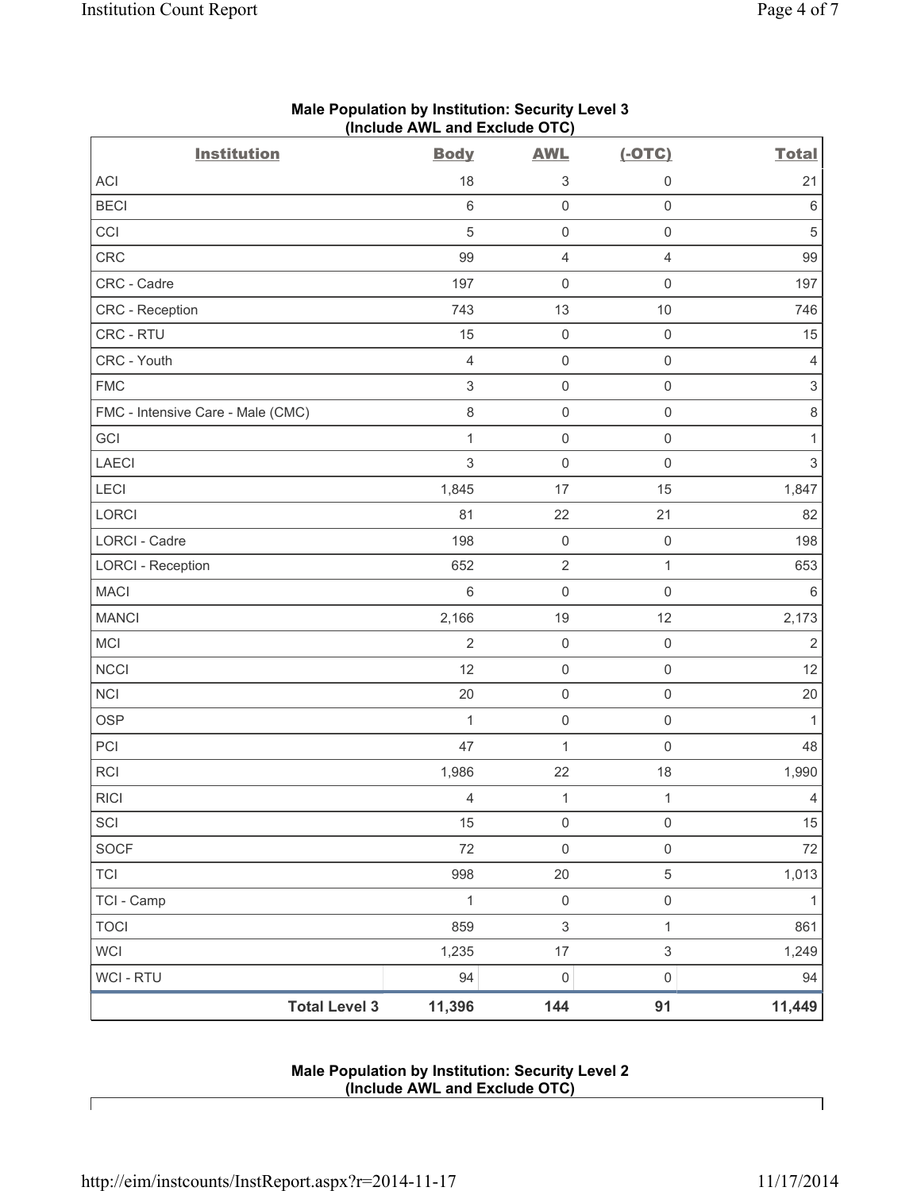## Male Population by Institution: Security Level 3 (Include AWL and Exclude OTC)

| Institution | Body | AWL | (-OTC) | Total |
|---|---|---|---|---|
| ACI | 18 | 3 | 0 | 21 |
| BECI | 6 | 0 | 0 | 6 |
| CCI | 5 | 0 | 0 | 5 |
| CRC | 99 | 4 | 4 | 99 |
| CRC - Cadre | 197 | 0 | 0 | 197 |
| CRC - Reception | 743 | 13 | 10 | 746 |
| CRC - RTU | 15 | 0 | 0 | 15 |
| CRC - Youth | 4 | 0 | 0 | 4 |
| FMC | 3 | 0 | 0 | 3 |
| FMC - Intensive Care - Male (CMC) | 8 | 0 | 0 | 8 |
| GCI | 1 | 0 | 0 | 1 |
| LAECI | 3 | 0 | 0 | 3 |
| LECI | 1,845 | 17 | 15 | 1,847 |
| LORCI | 81 | 22 | 21 | 82 |
| LORCI - Cadre | 198 | 0 | 0 | 198 |
| LORCI - Reception | 652 | 2 | 1 | 653 |
| MACI | 6 | 0 | 0 | 6 |
| MANCI | 2,166 | 19 | 12 | 2,173 |
| MCI | 2 | 0 | 0 | 2 |
| NCCI | 12 | 0 | 0 | 12 |
| NCI | 20 | 0 | 0 | 20 |
| OSP | 1 | 0 | 0 | 1 |
| PCI | 47 | 1 | 0 | 48 |
| RCI | 1,986 | 22 | 18 | 1,990 |
| RICI | 4 | 1 | 1 | 4 |
| SCI | 15 | 0 | 0 | 15 |
| SOCF | 72 | 0 | 0 | 72 |
| TCI | 998 | 20 | 5 | 1,013 |
| TCI - Camp | 1 | 0 | 0 | 1 |
| TOCI | 859 | 3 | 1 | 861 |
| WCI | 1,235 | 17 | 3 | 1,249 |
| WCI - RTU | 94 | 0 | 0 | 94 |
| **Total Level 3** | **11,396** | **144** | **91** | **11,449** |

## Male Population by Institution: Security Level 2 (Include AWL and Exclude OTC)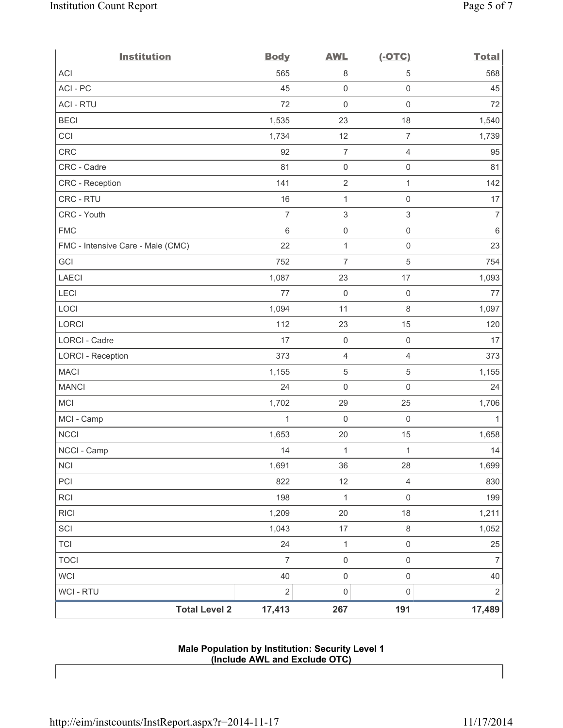| Institution | Body | AWL | (-OTC) | Total |
|---|---|---|---|---|
| ACI | 565 | 8 | 5 | 568 |
| ACI - PC | 45 | 0 | 0 | 45 |
| ACI - RTU | 72 | 0 | 0 | 72 |
| BECI | 1,535 | 23 | 18 | 1,540 |
| CCI | 1,734 | 12 | 7 | 1,739 |
| CRC | 92 | 7 | 4 | 95 |
| CRC - Cadre | 81 | 0 | 0 | 81 |
| CRC - Reception | 141 | 2 | 1 | 142 |
| CRC - RTU | 16 | 1 | 0 | 17 |
| CRC - Youth | 7 | 3 | 3 | 7 |
| FMC | 6 | 0 | 0 | 6 |
| FMC - Intensive Care - Male (CMC) | 22 | 1 | 0 | 23 |
| GCI | 752 | 7 | 5 | 754 |
| LAECI | 1,087 | 23 | 17 | 1,093 |
| LECI | 77 | 0 | 0 | 77 |
| LOCI | 1,094 | 11 | 8 | 1,097 |
| LORCI | 112 | 23 | 15 | 120 |
| LORCI - Cadre | 17 | 0 | 0 | 17 |
| LORCI - Reception | 373 | 4 | 4 | 373 |
| MACI | 1,155 | 5 | 5 | 1,155 |
| MANCI | 24 | 0 | 0 | 24 |
| MCI | 1,702 | 29 | 25 | 1,706 |
| MCI - Camp | 1 | 0 | 0 | 1 |
| NCCI | 1,653 | 20 | 15 | 1,658 |
| NCCI - Camp | 14 | 1 | 1 | 14 |
| NCI | 1,691 | 36 | 28 | 1,699 |
| PCI | 822 | 12 | 4 | 830 |
| RCI | 198 | 1 | 0 | 199 |
| RICI | 1,209 | 20 | 18 | 1,211 |
| SCI | 1,043 | 17 | 8 | 1,052 |
| TCI | 24 | 1 | 0 | 25 |
| TOCI | 7 | 0 | 0 | 7 |
| WCI | 40 | 0 | 0 | 40 |
| WCI - RTU | 2 | 0 | 0 | 2 |
| **Total Level 2** | **17,413** | **267** | **191** | **17,489** |

**Male Population by Institution: Security Level 1**
**(Include AWL and Exclude OTC)**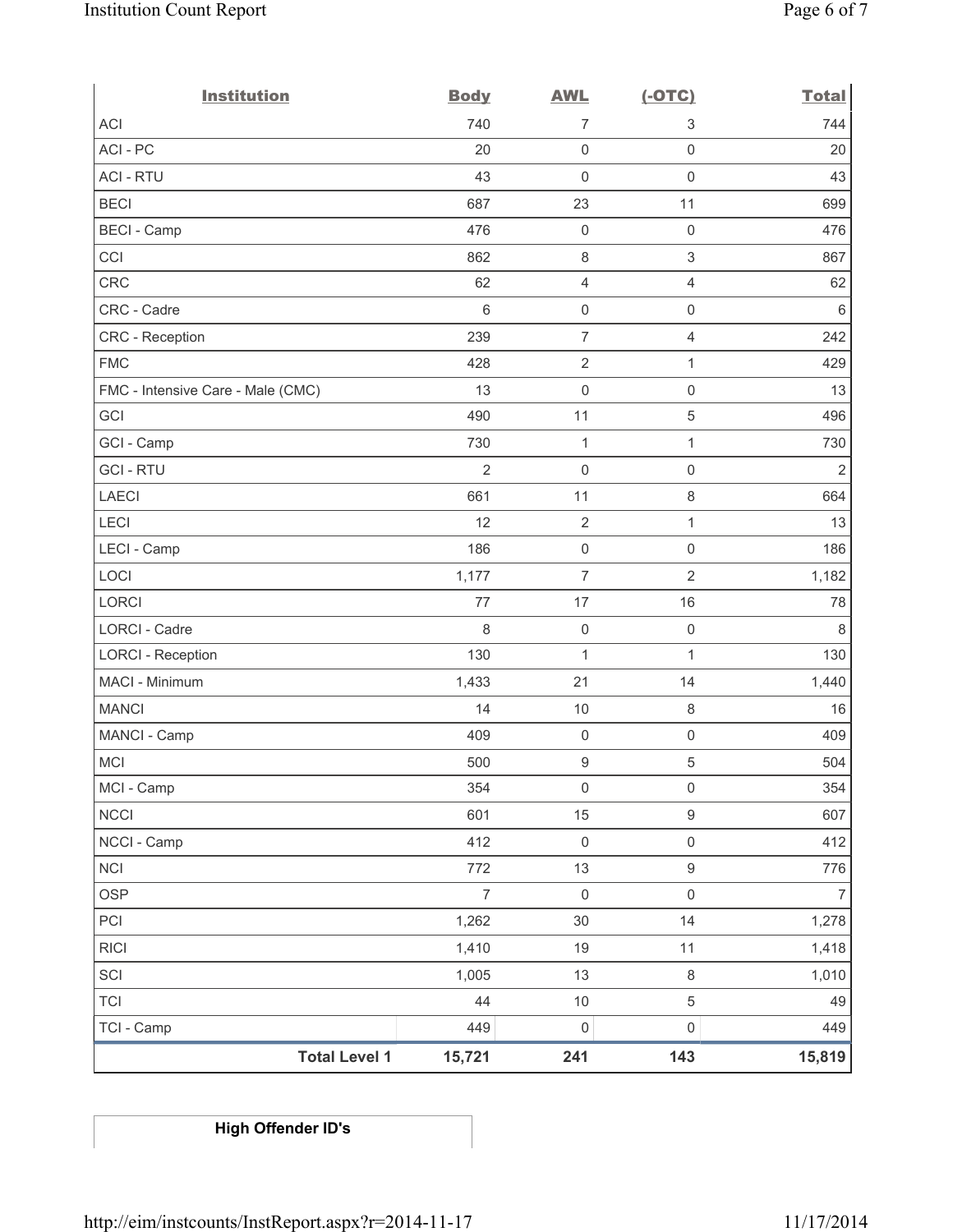| Institution | Body | AWL | (-OTC) | Total |
| --- | --- | --- | --- | --- |
| ACI | 740 | 7 | 3 | 744 |
| ACI - PC | 20 | 0 | 0 | 20 |
| ACI - RTU | 43 | 0 | 0 | 43 |
| BECI | 687 | 23 | 11 | 699 |
| BECI - Camp | 476 | 0 | 0 | 476 |
| CCI | 862 | 8 | 3 | 867 |
| CRC | 62 | 4 | 4 | 62 |
| CRC - Cadre | 6 | 0 | 0 | 6 |
| CRC - Reception | 239 | 7 | 4 | 242 |
| FMC | 428 | 2 | 1 | 429 |
| FMC - Intensive Care - Male (CMC) | 13 | 0 | 0 | 13 |
| GCI | 490 | 11 | 5 | 496 |
| GCI - Camp | 730 | 1 | 1 | 730 |
| GCI - RTU | 2 | 0 | 0 | 2 |
| LAECI | 661 | 11 | 8 | 664 |
| LECI | 12 | 2 | 1 | 13 |
| LECI - Camp | 186 | 0 | 0 | 186 |
| LOCI | 1,177 | 7 | 2 | 1,182 |
| LORCI | 77 | 17 | 16 | 78 |
| LORCI - Cadre | 8 | 0 | 0 | 8 |
| LORCI - Reception | 130 | 1 | 1 | 130 |
| MACI - Minimum | 1,433 | 21 | 14 | 1,440 |
| MANCI | 14 | 10 | 8 | 16 |
| MANCI - Camp | 409 | 0 | 0 | 409 |
| MCI | 500 | 9 | 5 | 504 |
| MCI - Camp | 354 | 0 | 0 | 354 |
| NCCI | 601 | 15 | 9 | 607 |
| NCCI - Camp | 412 | 0 | 0 | 412 |
| NCI | 772 | 13 | 9 | 776 |
| OSP | 7 | 0 | 0 | 7 |
| PCI | 1,262 | 30 | 14 | 1,278 |
| RICI | 1,410 | 19 | 11 | 1,418 |
| SCI | 1,005 | 13 | 8 | 1,010 |
| TCI | 44 | 10 | 5 | 49 |
| TCI - Camp | 449 | 0 | 0 | 449 |
| **Total Level 1** | **15,721** | **241** | **143** | **15,819** |

**High Offender ID's**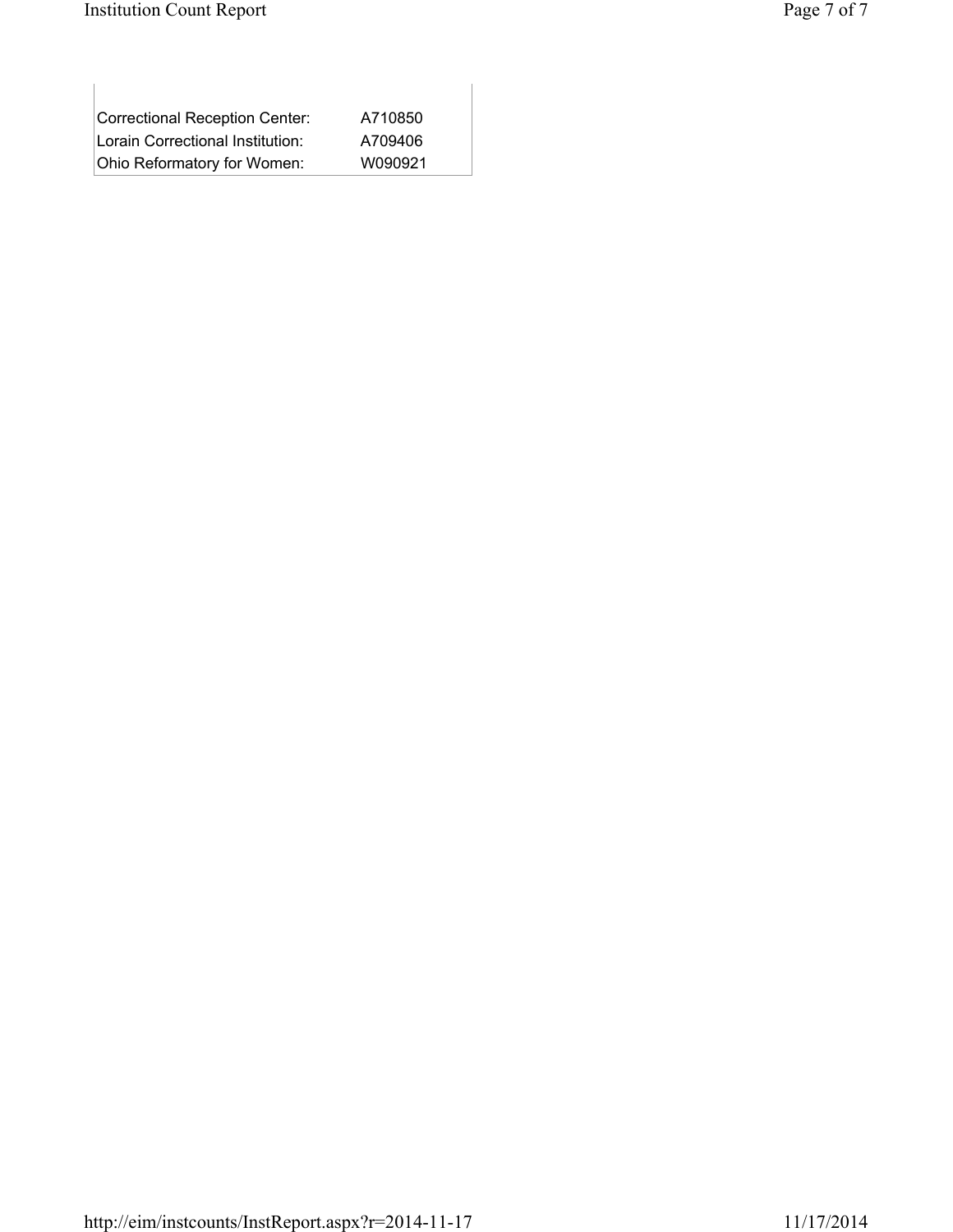| | |
|---|---|
| Correctional Reception Center: | A710850 |
| Lorain Correctional Institution: | A709406 |
| Ohio Reformatory for Women: | W090921 |